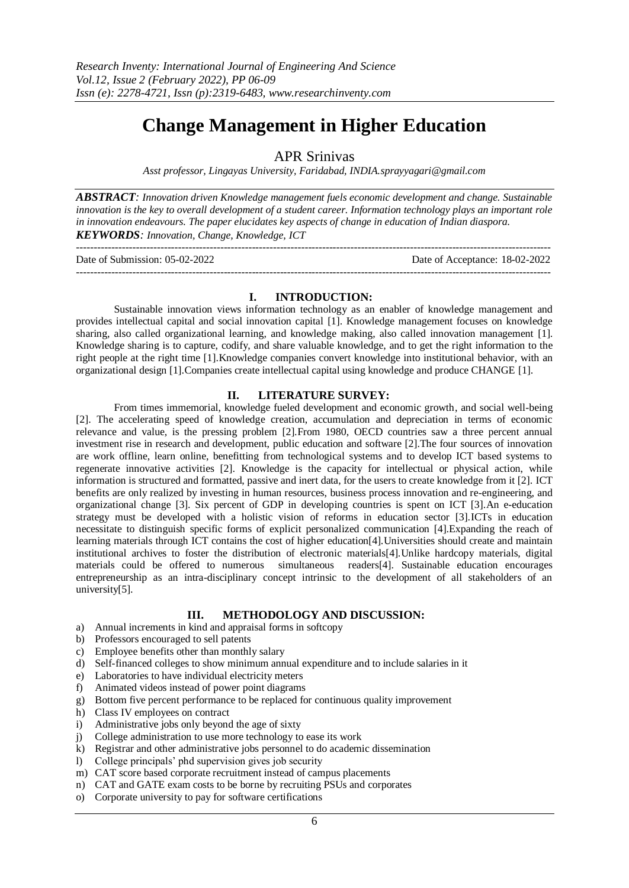# Change Management in Higher Education

APR Srinivas

*Asst professor, Lingayas University, Faridabad, INDIA.sprayyagari@gmail.com*

***ABSTRACT**: Innovation driven Knowledge management fuels economic development and change. Sustainable innovation is the key to overall development of a student career. Information technology plays an important role in innovation endeavours. The paper elucidates key aspects of change in education of Indian diaspora.*

***KEYWORDS**: Innovation, Change, Knowledge, ICT*

Date of Submission: 05-02-2022 Date of Acceptance: 18-02-2022

## I. INTRODUCTION:

Sustainable innovation views information technology as an enabler of knowledge management and provides intellectual capital and social innovation capital [1]. Knowledge management focuses on knowledge sharing, also called organizational learning, and knowledge making, also called innovation management [1]. Knowledge sharing is to capture, codify, and share valuable knowledge, and to get the right information to the right people at the right time [1].Knowledge companies convert knowledge into institutional behavior, with an organizational design [1].Companies create intellectual capital using knowledge and produce CHANGE [1].

## II. LITERATURE SURVEY:

From times immemorial, knowledge fueled development and economic growth, and social well-being [2]. The accelerating speed of knowledge creation, accumulation and depreciation in terms of economic relevance and value, is the pressing problem [2].From 1980, OECD countries saw a three percent annual investment rise in research and development, public education and software [2].The four sources of innovation are work offline, learn online, benefitting from technological systems and to develop ICT based systems to regenerate innovative activities [2]. Knowledge is the capacity for intellectual or physical action, while information is structured and formatted, passive and inert data, for the users to create knowledge from it [2]. ICT benefits are only realized by investing in human resources, business process innovation and re-engineering, and organizational change [3]. Six percent of GDP in developing countries is spent on ICT [3].An e-education strategy must be developed with a holistic vision of reforms in education sector [3].ICTs in education necessitate to distinguish specific forms of explicit personalized communication [4].Expanding the reach of learning materials through ICT contains the cost of higher education[4].Universities should create and maintain institutional archives to foster the distribution of electronic materials[4].Unlike hardcopy materials, digital materials could be offered to numerous simultaneous readers[4]. Sustainable education encourages entrepreneurship as an intra-disciplinary concept intrinsic to the development of all stakeholders of an university[5].

## III. METHODOLOGY AND DISCUSSION:

a) Annual increments in kind and appraisal forms in softcopy
b) Professors encouraged to sell patents
c) Employee benefits other than monthly salary
d) Self-financed colleges to show minimum annual expenditure and to include salaries in it
e) Laboratories to have individual electricity meters
f) Animated videos instead of power point diagrams
g) Bottom five percent performance to be replaced for continuous quality improvement
h) Class IV employees on contract
i) Administrative jobs only beyond the age of sixty
j) College administration to use more technology to ease its work
k) Registrar and other administrative jobs personnel to do academic dissemination
l) College principals' phd supervision gives job security
m) CAT score based corporate recruitment instead of campus placements
n) CAT and GATE exam costs to be borne by recruiting PSUs and corporates
o) Corporate university to pay for software certifications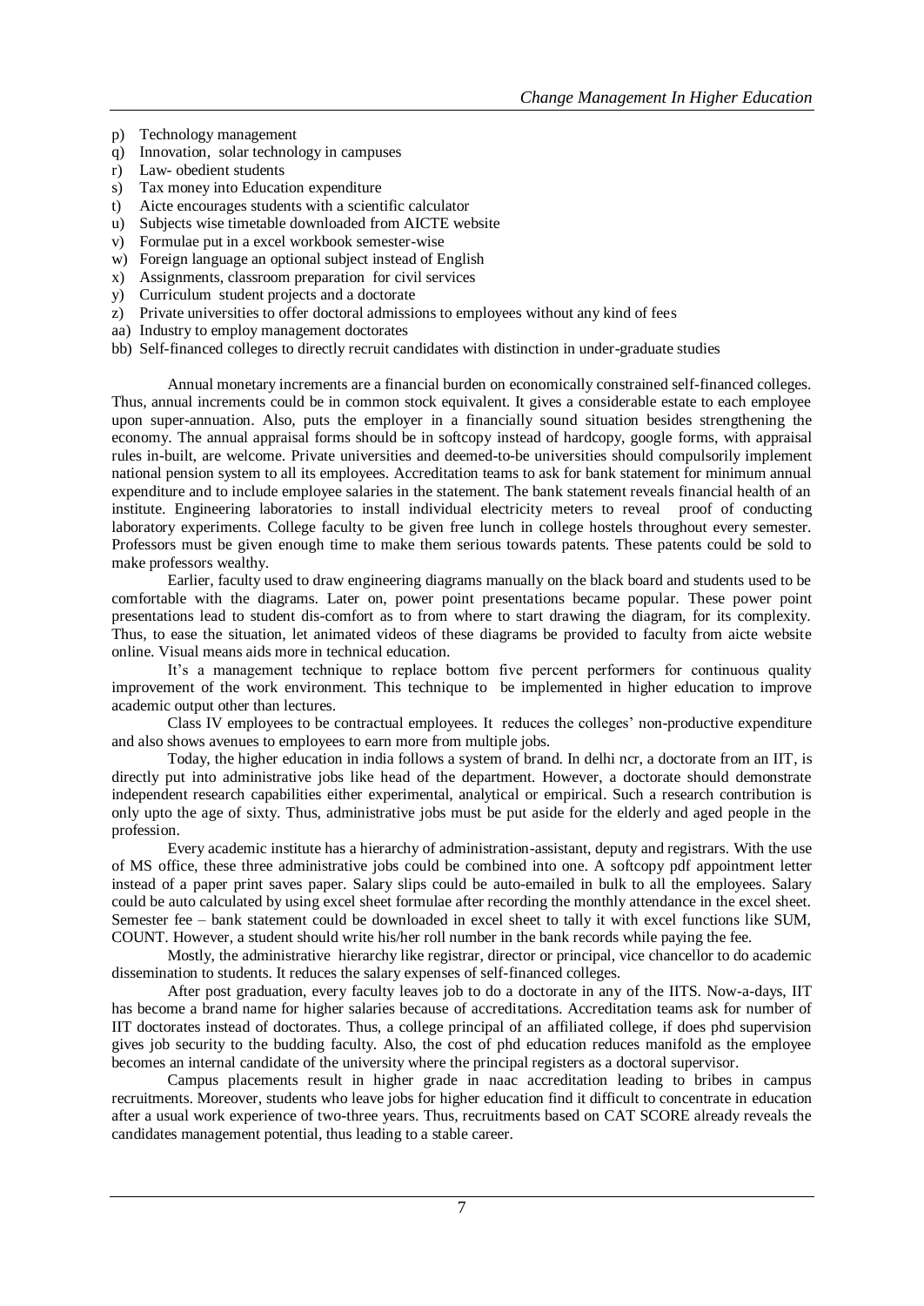p) Technology management
q) Innovation, solar technology in campuses
r) Law- obedient students
s) Tax money into Education expenditure
t) Aicte encourages students with a scientific calculator
u) Subjects wise timetable downloaded from AICTE website
v) Formulae put in a excel workbook semester-wise
w) Foreign language an optional subject instead of English
x) Assignments, classroom preparation for civil services
y) Curriculum student projects and a doctorate
z) Private universities to offer doctoral admissions to employees without any kind of fees
aa) Industry to employ management doctorates
bb) Self-financed colleges to directly recruit candidates with distinction in under-graduate studies

Annual monetary increments are a financial burden on economically constrained self-financed colleges. Thus, annual increments could be in common stock equivalent. It gives a considerable estate to each employee upon super-annuation. Also, puts the employer in a financially sound situation besides strengthening the economy. The annual appraisal forms should be in softcopy instead of hardcopy, google forms, with appraisal rules in-built, are welcome. Private universities and deemed-to-be universities should compulsorily implement national pension system to all its employees. Accreditation teams to ask for bank statement for minimum annual expenditure and to include employee salaries in the statement. The bank statement reveals financial health of an institute. Engineering laboratories to install individual electricity meters to reveal proof of conducting laboratory experiments. College faculty to be given free lunch in college hostels throughout every semester. Professors must be given enough time to make them serious towards patents. These patents could be sold to make professors wealthy.

Earlier, faculty used to draw engineering diagrams manually on the black board and students used to be comfortable with the diagrams. Later on, power point presentations became popular. These power point presentations lead to student dis-comfort as to from where to start drawing the diagram, for its complexity. Thus, to ease the situation, let animated videos of these diagrams be provided to faculty from aicte website online. Visual means aids more in technical education.

It's a management technique to replace bottom five percent performers for continuous quality improvement of the work environment. This technique to be implemented in higher education to improve academic output other than lectures.

Class IV employees to be contractual employees. It reduces the colleges' non-productive expenditure and also shows avenues to employees to earn more from multiple jobs.

Today, the higher education in india follows a system of brand. In delhi ncr, a doctorate from an IIT, is directly put into administrative jobs like head of the department. However, a doctorate should demonstrate independent research capabilities either experimental, analytical or empirical. Such a research contribution is only upto the age of sixty. Thus, administrative jobs must be put aside for the elderly and aged people in the profession.

Every academic institute has a hierarchy of administration-assistant, deputy and registrars. With the use of MS office, these three administrative jobs could be combined into one. A softcopy pdf appointment letter instead of a paper print saves paper. Salary slips could be auto-emailed in bulk to all the employees. Salary could be auto calculated by using excel sheet formulae after recording the monthly attendance in the excel sheet. Semester fee – bank statement could be downloaded in excel sheet to tally it with excel functions like SUM, COUNT. However, a student should write his/her roll number in the bank records while paying the fee.

Mostly, the administrative hierarchy like registrar, director or principal, vice chancellor to do academic dissemination to students. It reduces the salary expenses of self-financed colleges.

After post graduation, every faculty leaves job to do a doctorate in any of the IITS. Now-a-days, IIT has become a brand name for higher salaries because of accreditations. Accreditation teams ask for number of IIT doctorates instead of doctorates. Thus, a college principal of an affiliated college, if does phd supervision gives job security to the budding faculty. Also, the cost of phd education reduces manifold as the employee becomes an internal candidate of the university where the principal registers as a doctoral supervisor.

Campus placements result in higher grade in naac accreditation leading to bribes in campus recruitments. Moreover, students who leave jobs for higher education find it difficult to concentrate in education after a usual work experience of two-three years. Thus, recruitments based on CAT SCORE already reveals the candidates management potential, thus leading to a stable career.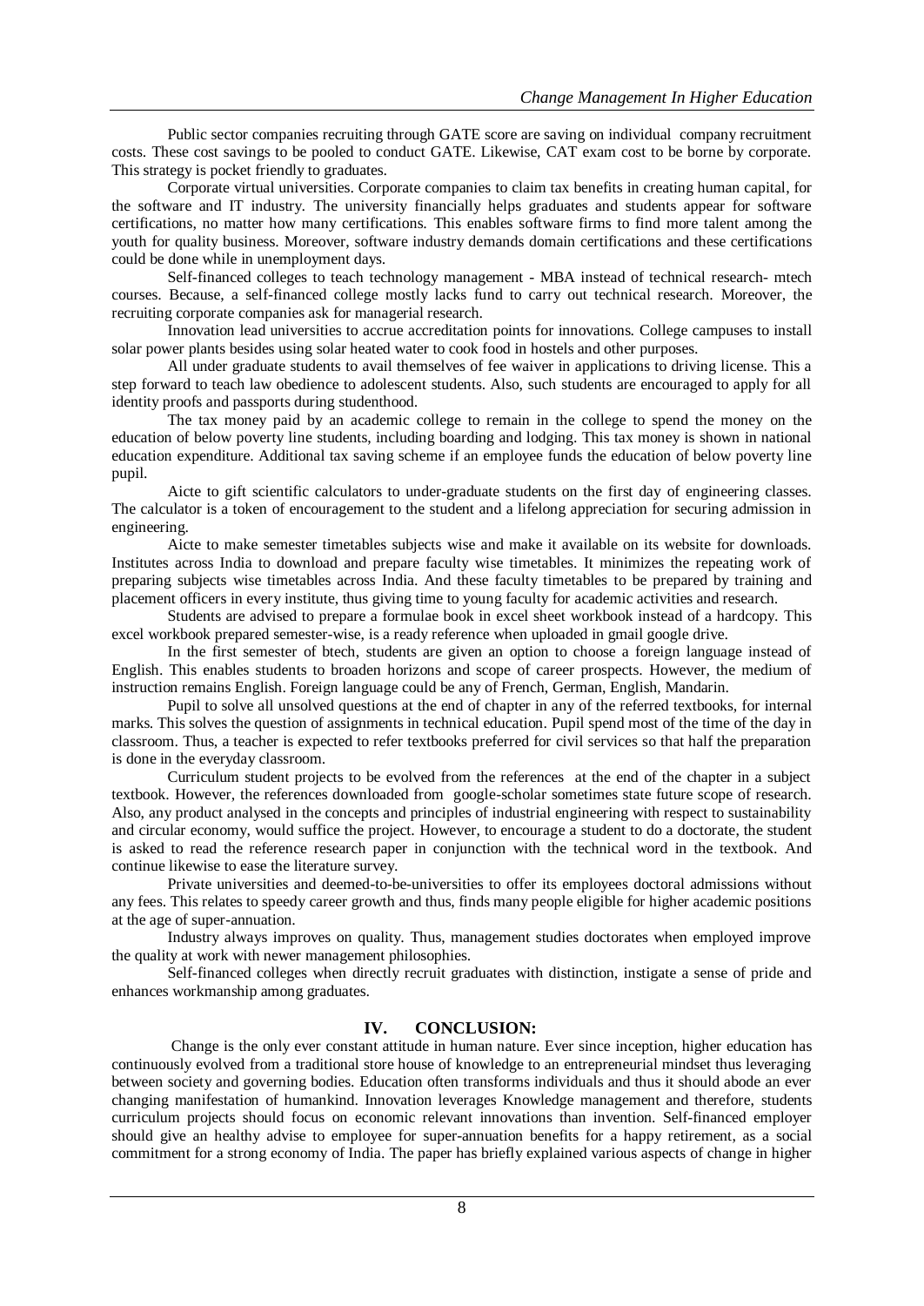Public sector companies recruiting through GATE score are saving on individual company recruitment costs. These cost savings to be pooled to conduct GATE. Likewise, CAT exam cost to be borne by corporate. This strategy is pocket friendly to graduates.

Corporate virtual universities. Corporate companies to claim tax benefits in creating human capital, for the software and IT industry. The university financially helps graduates and students appear for software certifications, no matter how many certifications. This enables software firms to find more talent among the youth for quality business. Moreover, software industry demands domain certifications and these certifications could be done while in unemployment days.

Self-financed colleges to teach technology management - MBA instead of technical research- mtech courses. Because, a self-financed college mostly lacks fund to carry out technical research. Moreover, the recruiting corporate companies ask for managerial research.

Innovation lead universities to accrue accreditation points for innovations. College campuses to install solar power plants besides using solar heated water to cook food in hostels and other purposes.

All under graduate students to avail themselves of fee waiver in applications to driving license. This a step forward to teach law obedience to adolescent students. Also, such students are encouraged to apply for all identity proofs and passports during studenthood.

The tax money paid by an academic college to remain in the college to spend the money on the education of below poverty line students, including boarding and lodging. This tax money is shown in national education expenditure. Additional tax saving scheme if an employee funds the education of below poverty line pupil.

Aicte to gift scientific calculators to under-graduate students on the first day of engineering classes. The calculator is a token of encouragement to the student and a lifelong appreciation for securing admission in engineering.

Aicte to make semester timetables subjects wise and make it available on its website for downloads. Institutes across India to download and prepare faculty wise timetables. It minimizes the repeating work of preparing subjects wise timetables across India. And these faculty timetables to be prepared by training and placement officers in every institute, thus giving time to young faculty for academic activities and research.

Students are advised to prepare a formulae book in excel sheet workbook instead of a hardcopy. This excel workbook prepared semester-wise, is a ready reference when uploaded in gmail google drive.

In the first semester of btech, students are given an option to choose a foreign language instead of English. This enables students to broaden horizons and scope of career prospects. However, the medium of instruction remains English. Foreign language could be any of French, German, English, Mandarin.

Pupil to solve all unsolved questions at the end of chapter in any of the referred textbooks, for internal marks. This solves the question of assignments in technical education. Pupil spend most of the time of the day in classroom. Thus, a teacher is expected to refer textbooks preferred for civil services so that half the preparation is done in the everyday classroom.

Curriculum student projects to be evolved from the references at the end of the chapter in a subject textbook. However, the references downloaded from google-scholar sometimes state future scope of research. Also, any product analysed in the concepts and principles of industrial engineering with respect to sustainability and circular economy, would suffice the project. However, to encourage a student to do a doctorate, the student is asked to read the reference research paper in conjunction with the technical word in the textbook. And continue likewise to ease the literature survey.

Private universities and deemed-to-be-universities to offer its employees doctoral admissions without any fees. This relates to speedy career growth and thus, finds many people eligible for higher academic positions at the age of super-annuation.

Industry always improves on quality. Thus, management studies doctorates when employed improve the quality at work with newer management philosophies.

Self-financed colleges when directly recruit graduates with distinction, instigate a sense of pride and enhances workmanship among graduates.

## IV. CONCLUSION:

Change is the only ever constant attitude in human nature. Ever since inception, higher education has continuously evolved from a traditional store house of knowledge to an entrepreneurial mindset thus leveraging between society and governing bodies. Education often transforms individuals and thus it should abode an ever changing manifestation of humankind. Innovation leverages Knowledge management and therefore, students curriculum projects should focus on economic relevant innovations than invention. Self-financed employer should give an healthy advise to employee for super-annuation benefits for a happy retirement, as a social commitment for a strong economy of India. The paper has briefly explained various aspects of change in higher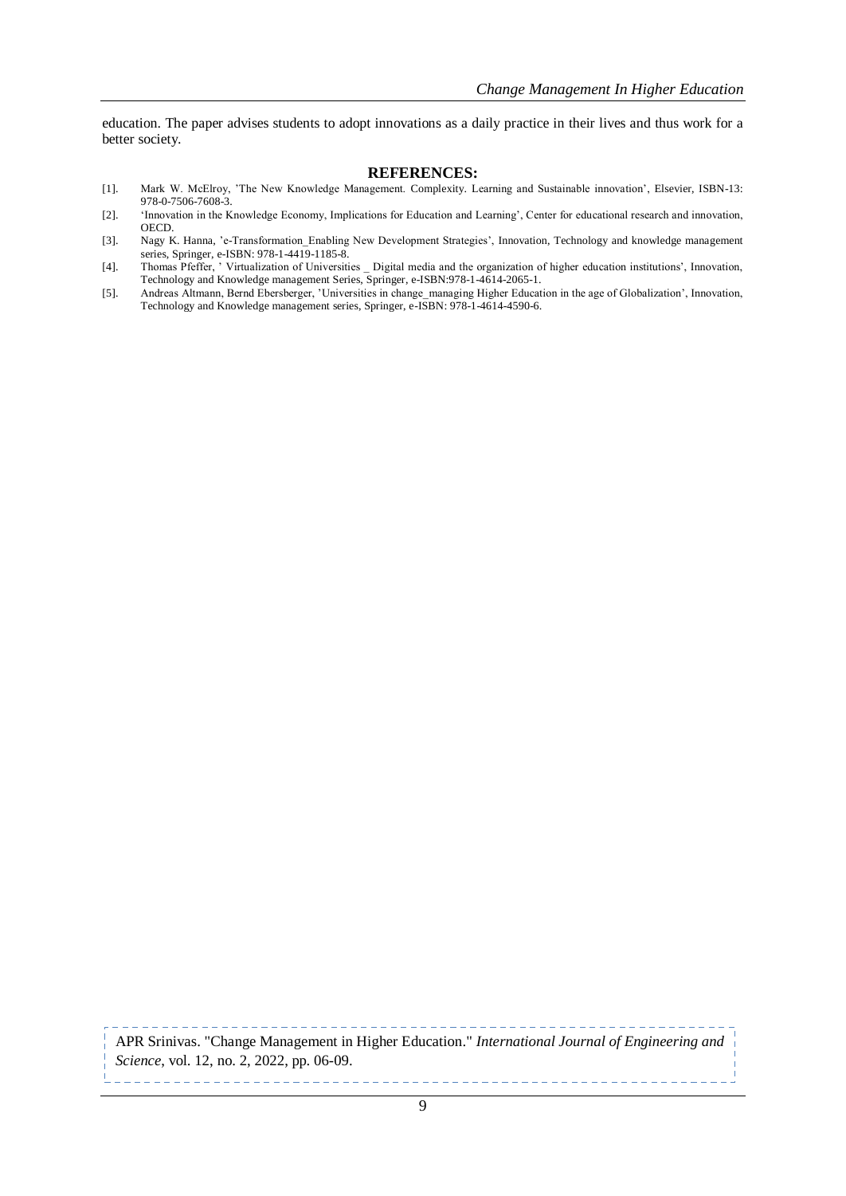education. The paper advises students to adopt innovations as a daily practice in their lives and thus work for a better society.

## REFERENCES:

[1]. Mark W. McElroy, 'The New Knowledge Management. Complexity. Learning and Sustainable innovation', Elsevier, ISBN-13: 978-0-7506-7608-3.

[2]. 'Innovation in the Knowledge Economy, Implications for Education and Learning', Center for educational research and innovation, OECD.

[3]. Nagy K. Hanna, 'e-Transformation_Enabling New Development Strategies', Innovation, Technology and knowledge management series, Springer, e-ISBN: 978-1-4419-1185-8.

[4]. Thomas Pfeffer, ' Virtualization of Universities _ Digital media and the organization of higher education institutions', Innovation, Technology and Knowledge management Series, Springer, e-ISBN:978-1-4614-2065-1.

[5]. Andreas Altmann, Bernd Ebersberger, 'Universities in change_managing Higher Education in the age of Globalization', Innovation, Technology and Knowledge management series, Springer, e-ISBN: 978-1-4614-4590-6.

APR Srinivas. "Change Management in Higher Education." *International Journal of Engineering and Science*, vol. 12, no. 2, 2022, pp. 06-09.